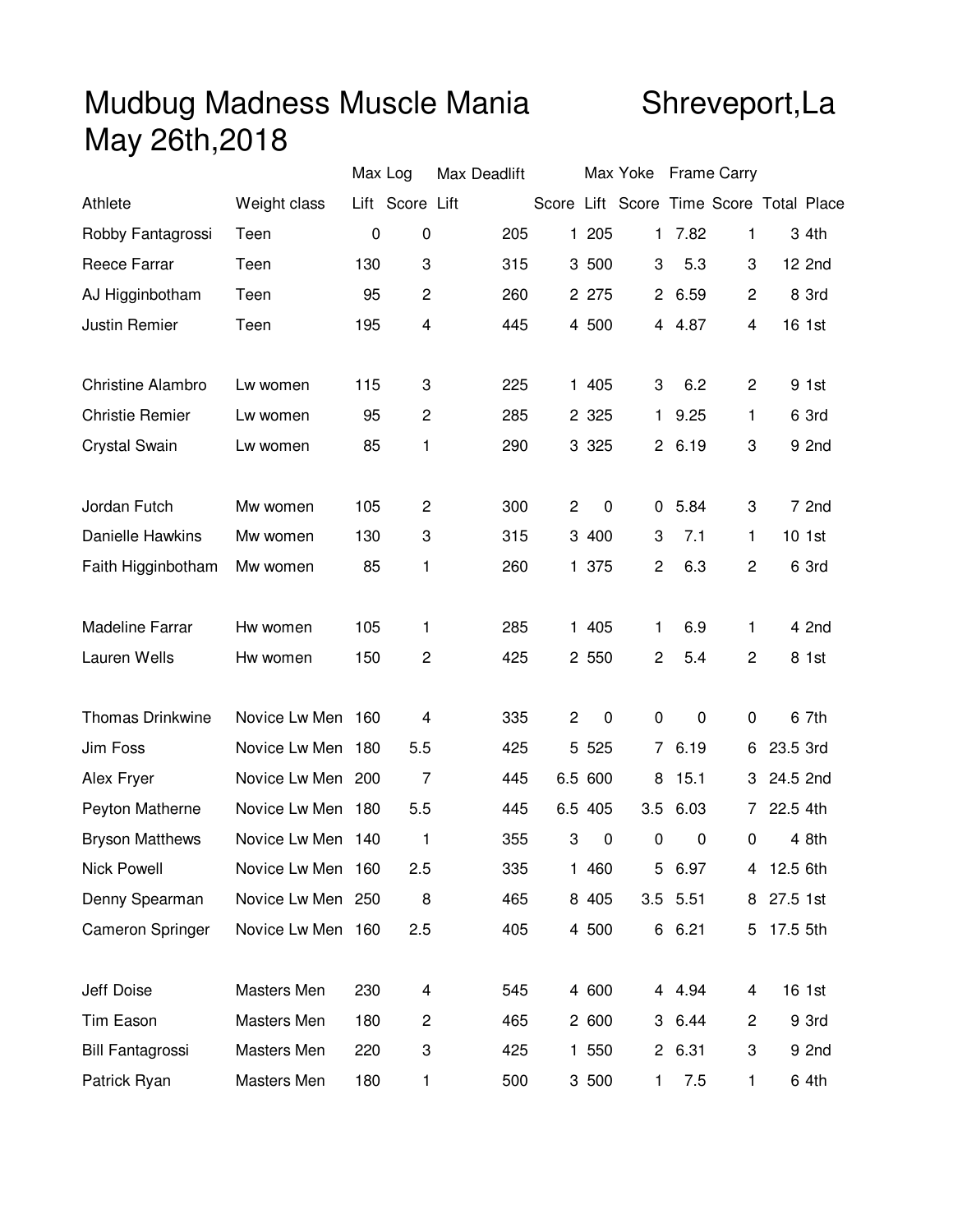# Mudbug Madness Muscle Mania Shreveport,La
# May 26th,2018

| | | Max Log | | Max Deadlift | | Max Yoke | | Frame Carry | | | |
|---|---|---|---|---|---|---|---|---|---|---|---|
| Athlete | Weight class | Lift | Score | Lift | Score | Lift | Score | Time | Score | Total | Place |
| Robby Fantagrossi | Teen | 0 | 0 | 205 | 1 | 205 | 1 | 7.82 | 1 | 3 | 4th |
| Reece Farrar | Teen | 130 | 3 | 315 | 3 | 500 | 3 | 5.3 | 3 | 12 | 2nd |
| AJ Higginbotham | Teen | 95 | 2 | 260 | 2 | 275 | 2 | 6.59 | 2 | 8 | 3rd |
| Justin Remier | Teen | 195 | 4 | 445 | 4 | 500 | 4 | 4.87 | 4 | 16 | 1st |
| | | | | | | | | | | | |
| Christine Alambro | Lw women | 115 | 3 | 225 | 1 | 405 | 3 | 6.2 | 2 | 9 | 1st |
| Christie Remier | Lw women | 95 | 2 | 285 | 2 | 325 | 1 | 9.25 | 1 | 6 | 3rd |
| Crystal Swain | Lw women | 85 | 1 | 290 | 3 | 325 | 2 | 6.19 | 3 | 9 | 2nd |
| | | | | | | | | | | | |
| Jordan Futch | Mw women | 105 | 2 | 300 | 2 | 0 | 0 | 5.84 | 3 | 7 | 2nd |
| Danielle Hawkins | Mw women | 130 | 3 | 315 | 3 | 400 | 3 | 7.1 | 1 | 10 | 1st |
| Faith Higginbotham | Mw women | 85 | 1 | 260 | 1 | 375 | 2 | 6.3 | 2 | 6 | 3rd |
| | | | | | | | | | | | |
| Madeline Farrar | Hw women | 105 | 1 | 285 | 1 | 405 | 1 | 6.9 | 1 | 4 | 2nd |
| Lauren Wells | Hw women | 150 | 2 | 425 | 2 | 550 | 2 | 5.4 | 2 | 8 | 1st |
| | | | | | | | | | | | |
| Thomas Drinkwine | Novice Lw Men | 160 | 4 | 335 | 2 | 0 | 0 | 0 | 0 | 6 | 7th |
| Jim Foss | Novice Lw Men | 180 | 5.5 | 425 | 5 | 525 | 7 | 6.19 | 6 | 23.5 | 3rd |
| Alex Fryer | Novice Lw Men | 200 | 7 | 445 | 6.5 | 600 | 8 | 15.1 | 3 | 24.5 | 2nd |
| Peyton Matherne | Novice Lw Men | 180 | 5.5 | 445 | 6.5 | 405 | 3.5 | 6.03 | 7 | 22.5 | 4th |
| Bryson Matthews | Novice Lw Men | 140 | 1 | 355 | 3 | 0 | 0 | 0 | 0 | 4 | 8th |
| Nick Powell | Novice Lw Men | 160 | 2.5 | 335 | 1 | 460 | 5 | 6.97 | 4 | 12.5 | 6th |
| Denny Spearman | Novice Lw Men | 250 | 8 | 465 | 8 | 405 | 3.5 | 5.51 | 8 | 27.5 | 1st |
| Cameron Springer | Novice Lw Men | 160 | 2.5 | 405 | 4 | 500 | 6 | 6.21 | 5 | 17.5 | 5th |
| | | | | | | | | | | | |
| Jeff Doise | Masters Men | 230 | 4 | 545 | 4 | 600 | 4 | 4.94 | 4 | 16 | 1st |
| Tim Eason | Masters Men | 180 | 2 | 465 | 2 | 600 | 3 | 6.44 | 2 | 9 | 3rd |
| Bill Fantagrossi | Masters Men | 220 | 3 | 425 | 1 | 550 | 2 | 6.31 | 3 | 9 | 2nd |
| Patrick Ryan | Masters Men | 180 | 1 | 500 | 3 | 500 | 1 | 7.5 | 1 | 6 | 4th |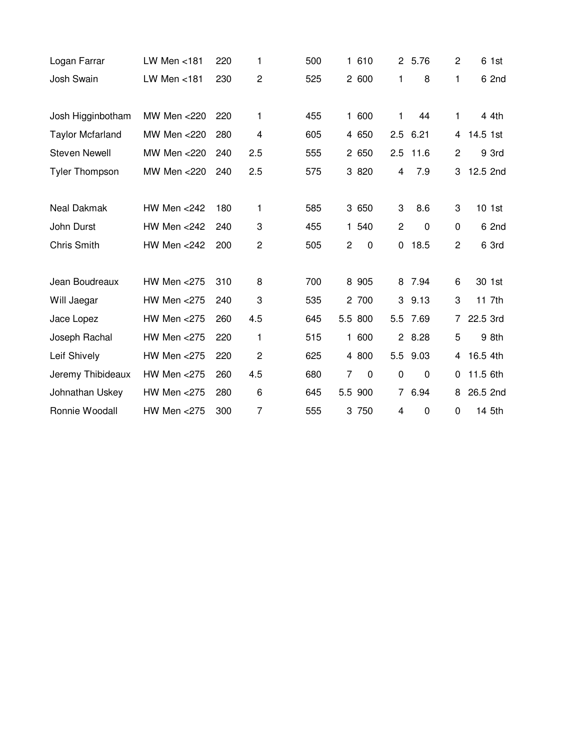| | | | | | | | | | | | |
|---|---|---|---|---|---|---|---|---|---|---|---|
| Logan Farrar | LW Men <181 | 220 | 1 | 500 | 1 | 610 | 2 | 5.76 | 2 | 6 | 1st |
| Josh Swain | LW Men <181 | 230 | 2 | 525 | 2 | 600 | 1 | 8 | 1 | 6 | 2nd |
| | | | | | | | | | | | |
| Josh Higginbotham | MW Men <220 | 220 | 1 | 455 | 1 | 600 | 1 | 44 | 1 | 4 | 4th |
| Taylor Mcfarland | MW Men <220 | 280 | 4 | 605 | 4 | 650 | 2.5 | 6.21 | 4 | 14.5 | 1st |
| Steven Newell | MW Men <220 | 240 | 2.5 | 555 | 2 | 650 | 2.5 | 11.6 | 2 | 9 | 3rd |
| Tyler Thompson | MW Men <220 | 240 | 2.5 | 575 | 3 | 820 | 4 | 7.9 | 3 | 12.5 | 2nd |
| | | | | | | | | | | | |
| Neal Dakmak | HW Men <242 | 180 | 1 | 585 | 3 | 650 | 3 | 8.6 | 3 | 10 | 1st |
| John Durst | HW Men <242 | 240 | 3 | 455 | 1 | 540 | 2 | 0 | 0 | 6 | 2nd |
| Chris Smith | HW Men <242 | 200 | 2 | 505 | 2 | 0 | 0 | 18.5 | 2 | 6 | 3rd |
| | | | | | | | | | | | |
| Jean Boudreaux | HW Men <275 | 310 | 8 | 700 | 8 | 905 | 8 | 7.94 | 6 | 30 | 1st |
| Will Jaegar | HW Men <275 | 240 | 3 | 535 | 2 | 700 | 3 | 9.13 | 3 | 11 | 7th |
| Jace Lopez | HW Men <275 | 260 | 4.5 | 645 | 5.5 | 800 | 5.5 | 7.69 | 7 | 22.5 | 3rd |
| Joseph Rachal | HW Men <275 | 220 | 1 | 515 | 1 | 600 | 2 | 8.28 | 5 | 9 | 8th |
| Leif Shively | HW Men <275 | 220 | 2 | 625 | 4 | 800 | 5.5 | 9.03 | 4 | 16.5 | 4th |
| Jeremy Thibideaux | HW Men <275 | 260 | 4.5 | 680 | 7 | 0 | 0 | 0 | 0 | 11.5 | 6th |
| Johnathan Uskey | HW Men <275 | 280 | 6 | 645 | 5.5 | 900 | 7 | 6.94 | 8 | 26.5 | 2nd |
| Ronnie Woodall | HW Men <275 | 300 | 7 | 555 | 3 | 750 | 4 | 0 | 0 | 14 | 5th |